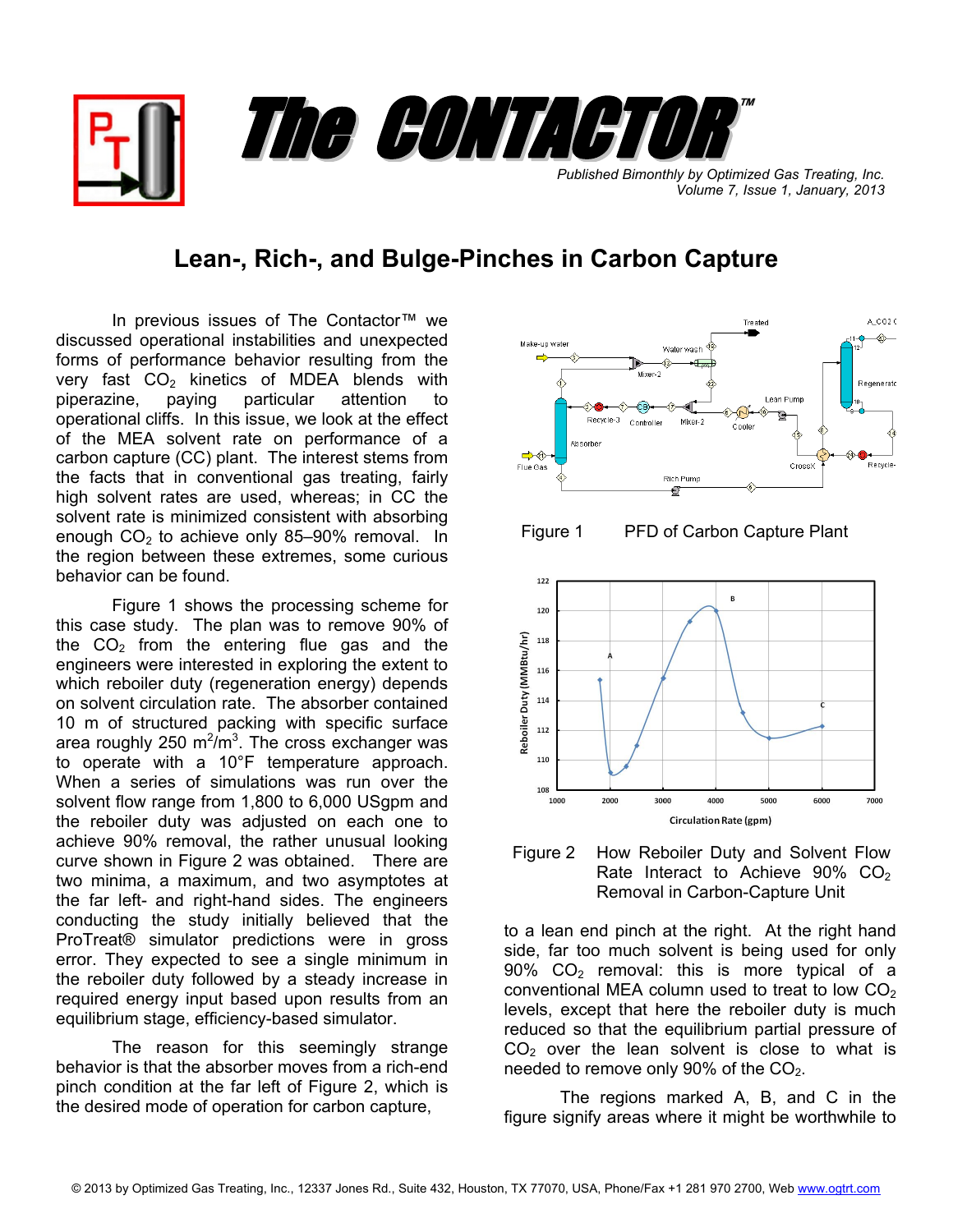# The CONTACTOR™

*Published Bimonthly by Optimized Gas Treating, Inc.*
*Volume 7, Issue 1, January, 2013*

## Lean-, Rich-, and Bulge-Pinches in Carbon Capture

In previous issues of The Contactor™ we discussed operational instabilities and unexpected forms of performance behavior resulting from the very fast $CO_2$ kinetics of MDEA blends with piperazine, paying particular attention to operational cliffs. In this issue, we look at the effect of the MEA solvent rate on performance of a carbon capture (CC) plant. The interest stems from the facts that in conventional gas treating, fairly high solvent rates are used, whereas; in CC the solvent rate is minimized consistent with absorbing enough $CO_2$ to achieve only 85–90% removal. In the region between these extremes, some curious behavior can be found.

Figure 1 shows the processing scheme for this case study. The plan was to remove 90% of the $CO_2$ from the entering flue gas and the engineers were interested in exploring the extent to which reboiler duty (regeneration energy) depends on solvent circulation rate. The absorber contained 10 m of structured packing with specific surface area roughly 250 $m^2/m^3$. The cross exchanger was to operate with a 10°F temperature approach. When a series of simulations was run over the solvent flow range from 1,800 to 6,000 USgpm and the reboiler duty was adjusted on each one to achieve 90% removal, the rather unusual looking curve shown in Figure 2 was obtained. There are two minima, a maximum, and two asymptotes at the far left- and right-hand sides. The engineers conducting the study initially believed that the ProTreat® simulator predictions were in gross error. They expected to see a single minimum in the reboiler duty followed by a steady increase in required energy input based upon results from an equilibrium stage, efficiency-based simulator.

The reason for this seemingly strange behavior is that the absorber moves from a rich-end pinch condition at the far left of Figure 2, which is the desired mode of operation for carbon capture, to a lean end pinch at the right. At the right hand side, far too much solvent is being used for only 90% $CO_2$ removal: this is more typical of a conventional MEA column used to treat to low $CO_2$ levels, except that here the reboiler duty is much reduced so that the equilibrium partial pressure of $CO_2$ over the lean solvent is close to what is needed to remove only 90% of the $CO_2$.

Figure 1 PFD of Carbon Capture Plant

Figure 2 How Reboiler Duty and Solvent Flow Rate Interact to Achieve 90% $CO_2$ Removal in Carbon-Capture Unit

The regions marked A, B, and C in the figure signify areas where it might be worthwhile to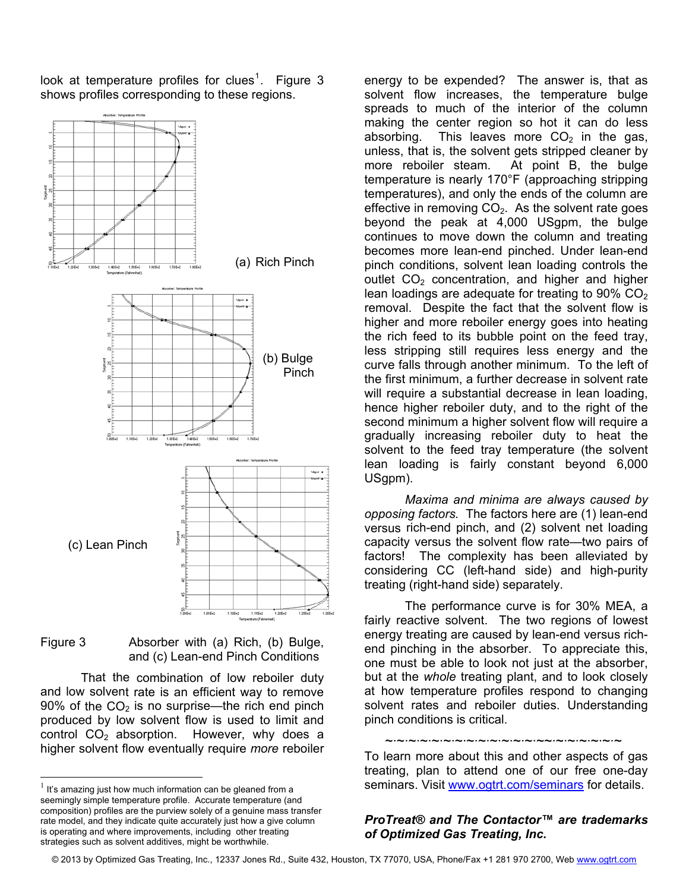look at temperature profiles for clues[1]. Figure 3 shows profiles corresponding to these regions.

Absorber: Temperature Profile

Vapor
Liquid

Segment

Temperature (Fahrenheit)

(a) Rich Pinch

Absorber: Temperature Profile

(b) Bulge Pinch

Absorber: Temperature Profile

(c) Lean Pinch

Figure 3 Absorber with (a) Rich, (b) Bulge, and (c) Lean-end Pinch Conditions

That the combination of low reboiler duty and low solvent rate is an efficient way to remove 90% of the $CO_2$ is no surprise—the rich end pinch produced by low solvent flow is used to limit and control $CO_2$ absorption. However, why does a higher solvent flow eventually require *more* reboiler energy to be expended? The answer is, that as solvent flow increases, the temperature bulge spreads to much of the interior of the column making the center region so hot it can do less absorbing. This leaves more $CO_2$ in the gas, unless, that is, the solvent gets stripped cleaner by more reboiler steam. At point B, the bulge temperature is nearly 170°F (approaching stripping temperatures), and only the ends of the column are effective in removing $CO_2$. As the solvent rate goes beyond the peak at 4,000 USgpm, the bulge continues to move down the column and treating becomes more lean-end pinched. Under lean-end pinch conditions, solvent lean loading controls the outlet $CO_2$ concentration, and higher and higher lean loadings are adequate for treating to 90% $CO_2$ removal. Despite the fact that the solvent flow is higher and more reboiler energy goes into heating the rich feed to its bubble point on the feed tray, less stripping still requires less energy and the curve falls through another minimum. To the left of the first minimum, a further decrease in solvent rate will require a substantial decrease in lean loading, hence higher reboiler duty, and to the right of the second minimum a higher solvent flow will require a gradually increasing reboiler duty to heat the solvent to the feed tray temperature (the solvent lean loading is fairly constant beyond 6,000 USgpm).

*Maxima and minima are always caused by opposing factors.* The factors here are (1) lean-end versus rich-end pinch, and (2) solvent net loading capacity versus the solvent flow rate—two pairs of factors! The complexity has been alleviated by considering CC (left-hand side) and high-purity treating (right-hand side) separately.

The performance curve is for 30% MEA, a fairly reactive solvent. The two regions of lowest energy treating are caused by lean-end versus rich-end pinching in the absorber. To appreciate this, one must be able to look not just at the absorber, but at the *whole* treating plant, and to look closely at how temperature profiles respond to changing solvent rates and reboiler duties. Understanding pinch conditions is critical.

~·~·~·~·~·~·~·~·~·~·~·~·~·~·~~·~·~·~·~·~·~·~

To learn more about this and other aspects of gas treating, plan to attend one of our free one-day seminars. Visit www.ogtrt.com/seminars for details.

***ProTreat® and The Contactor™ are trademarks of Optimized Gas Treating, Inc.***

[1] It's amazing just how much information can be gleaned from a seemingly simple temperature profile. Accurate temperature (and composition) profiles are the purview solely of a genuine mass transfer rate model, and they indicate quite accurately just how a give column is operating and where improvements, including other treating strategies such as solvent additives, might be worthwhile.

© 2013 by Optimized Gas Treating, Inc., 12337 Jones Rd., Suite 432, Houston, TX 77070, USA, Phone/Fax +1 281 970 2700, Web www.ogtrt.com